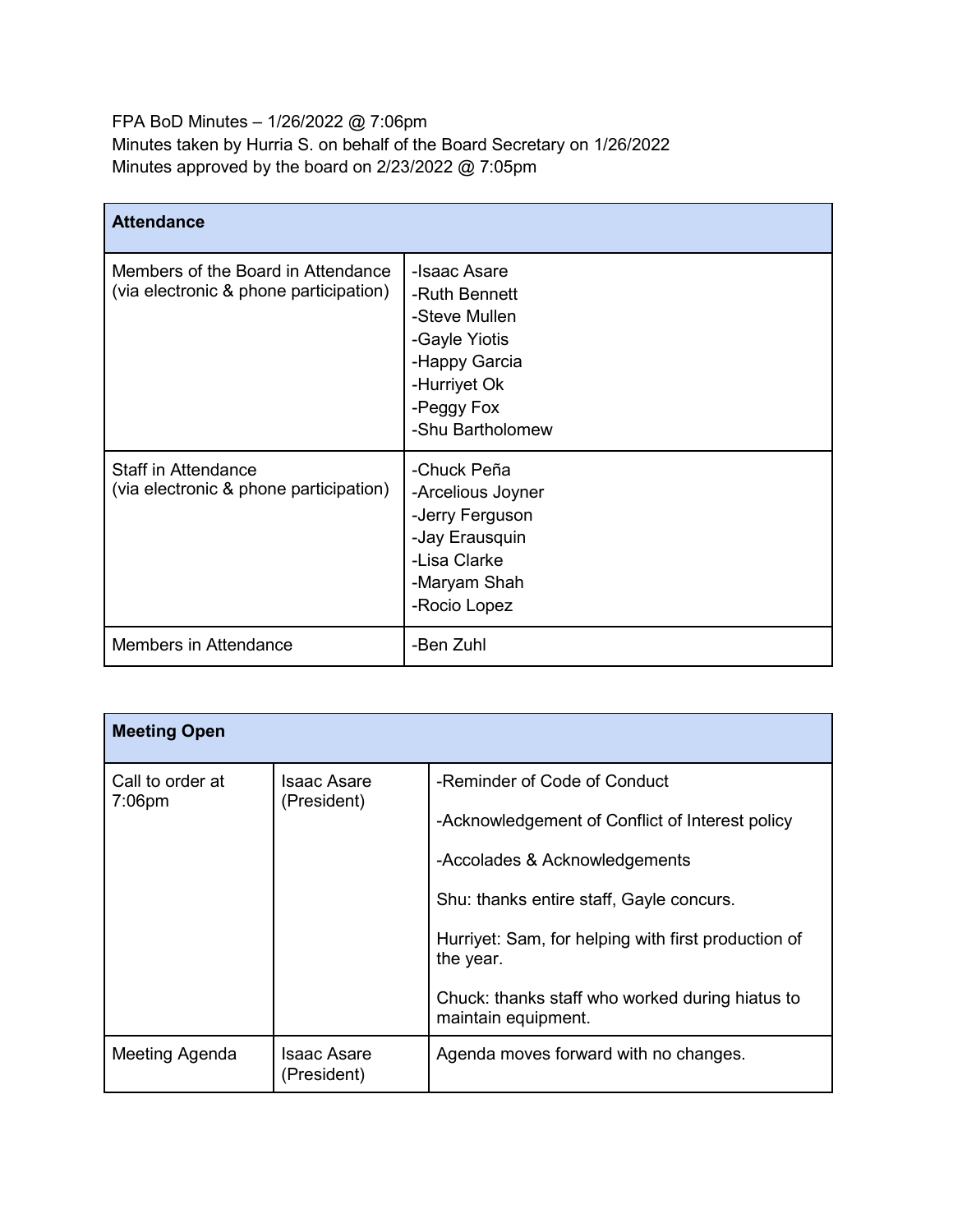FPA BoD Minutes – 1/26/2022 @ 7:06pm
Minutes taken by Hurria S. on behalf of the Board Secretary on 1/26/2022
Minutes approved by the board on 2/23/2022 @ 7:05pm

| **Attendance** | |
|---|---|
| Members of the Board in Attendance (via electronic & phone participation) | -Isaac Asare<br>-Ruth Bennett<br>-Steve Mullen<br>-Gayle Yiotis<br>-Happy Garcia<br>-Hurriyet Ok<br>-Peggy Fox<br>-Shu Bartholomew |
| Staff in Attendance (via electronic & phone participation) | -Chuck Peña<br>-Arcelious Joyner<br>-Jerry Ferguson<br>-Jay Erausquin<br>-Lisa Clarke<br>-Maryam Shah<br>-Rocio Lopez |
| Members in Attendance | -Ben Zuhl |

| **Meeting Open** | | |
|---|---|---|
| Call to order at 7:06pm | Isaac Asare (President) | -Reminder of Code of Conduct<br><br>-Acknowledgement of Conflict of Interest policy<br><br>-Accolades & Acknowledgements<br><br>Shu: thanks entire staff, Gayle concurs.<br><br>Hurriyet: Sam, for helping with first production of the year.<br><br>Chuck: thanks staff who worked during hiatus to maintain equipment. |
| Meeting Agenda | Isaac Asare (President) | Agenda moves forward with no changes. |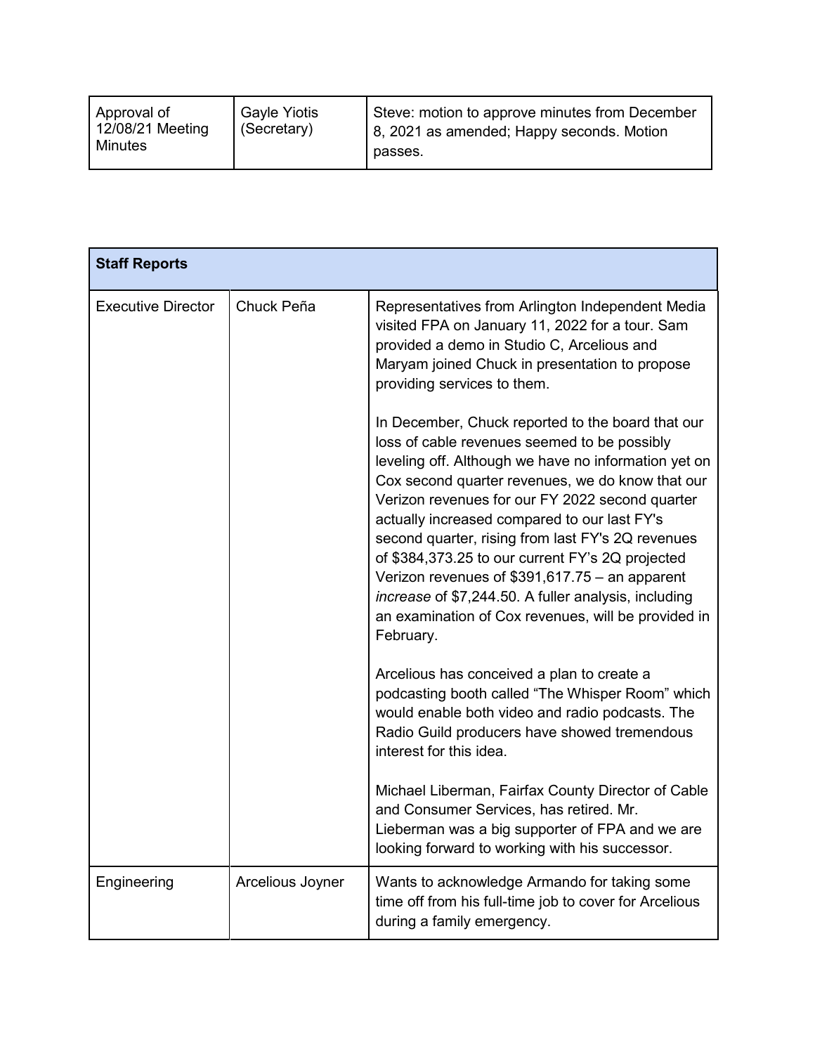| Approval of 12/08/21 Meeting Minutes | Gayle Yiotis (Secretary) | Steve: motion to approve minutes from December 8, 2021 as amended; Happy seconds. Motion passes. |
|---|---|---|

| **Staff Reports** | | |
|---|---|---|
| Executive Director | Chuck Peña | Representatives from Arlington Independent Media visited FPA on January 11, 2022 for a tour. Sam provided a demo in Studio C, Arcelious and Maryam joined Chuck in presentation to propose providing services to them.<br><br>In December, Chuck reported to the board that our loss of cable revenues seemed to be possibly leveling off. Although we have no information yet on Cox second quarter revenues, we do know that our Verizon revenues for our FY 2022 second quarter actually increased compared to our last FY's second quarter, rising from last FY's 2Q revenues of $384,373.25 to our current FY's 2Q projected Verizon revenues of $391,617.75 – an apparent *increase* of $7,244.50. A fuller analysis, including an examination of Cox revenues, will be provided in February.<br><br>Arcelious has conceived a plan to create a podcasting booth called "The Whisper Room" which would enable both video and radio podcasts. The Radio Guild producers have showed tremendous interest for this idea.<br><br>Michael Liberman, Fairfax County Director of Cable and Consumer Services, has retired. Mr. Lieberman was a big supporter of FPA and we are looking forward to working with his successor. |
| Engineering | Arcelious Joyner | Wants to acknowledge Armando for taking some time off from his full-time job to cover for Arcelious during a family emergency. |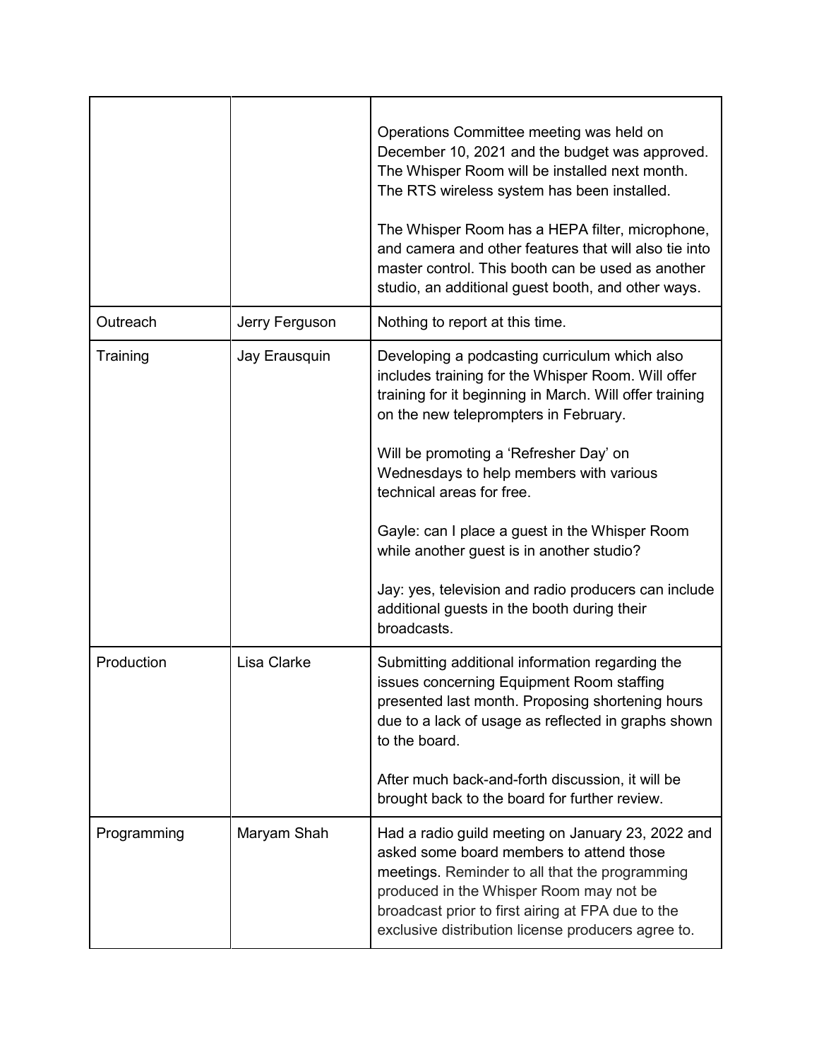| | | |
|---|---|---|
| | | Operations Committee meeting was held on December 10, 2021 and the budget was approved. The Whisper Room will be installed next month. The RTS wireless system has been installed.<br><br>The Whisper Room has a HEPA filter, microphone, and camera and other features that will also tie into master control. This booth can be used as another studio, an additional guest booth, and other ways. |
| Outreach | Jerry Ferguson | Nothing to report at this time. |
| Training | Jay Erausquin | Developing a podcasting curriculum which also includes training for the Whisper Room. Will offer training for it beginning in March. Will offer training on the new teleprompters in February.<br><br>Will be promoting a 'Refresher Day' on Wednesdays to help members with various technical areas for free.<br><br>Gayle: can I place a guest in the Whisper Room while another guest is in another studio?<br><br>Jay: yes, television and radio producers can include additional guests in the booth during their broadcasts. |
| Production | Lisa Clarke | Submitting additional information regarding the issues concerning Equipment Room staffing presented last month. Proposing shortening hours due to a lack of usage as reflected in graphs shown to the board.<br><br>After much back-and-forth discussion, it will be brought back to the board for further review. |
| Programming | Maryam Shah | Had a radio guild meeting on January 23, 2022 and asked some board members to attend those meetings. Reminder to all that the programming produced in the Whisper Room may not be broadcast prior to first airing at FPA due to the exclusive distribution license producers agree to. |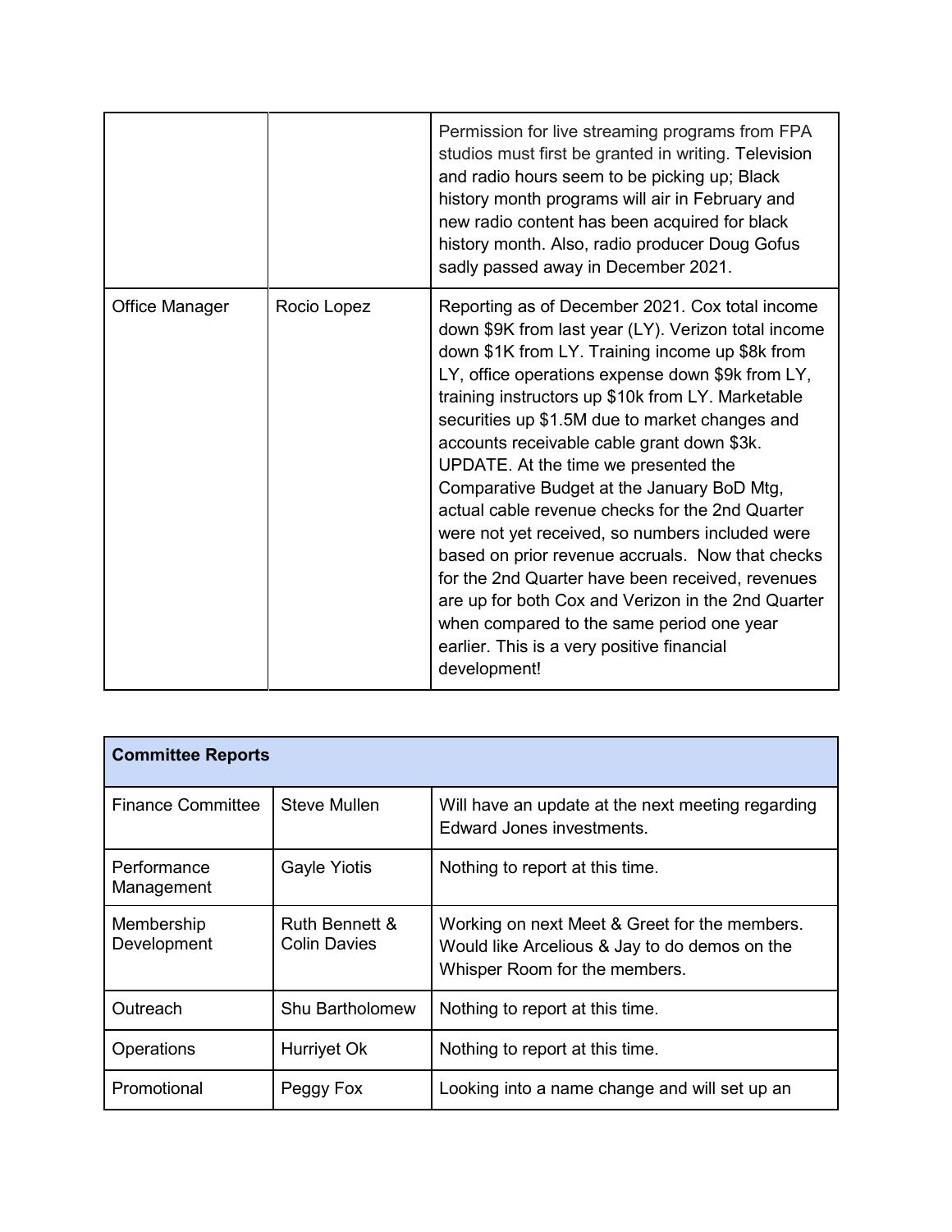|  |  |  |
|---|---|---|
|  |  | Permission for live streaming programs from FPA studios must first be granted in writing. Television and radio hours seem to be picking up; Black history month programs will air in February and new radio content has been acquired for black history month. Also, radio producer Doug Gofus sadly passed away in December 2021. |
| Office Manager | Rocio Lopez | Reporting as of December 2021. Cox total income down $9K from last year (LY). Verizon total income down $1K from LY. Training income up $8k from LY, office operations expense down $9k from LY, training instructors up $10k from LY. Marketable securities up $1.5M due to market changes and accounts receivable cable grant down $3k. UPDATE. At the time we presented the Comparative Budget at the January BoD Mtg, actual cable revenue checks for the 2nd Quarter were not yet received, so numbers included were based on prior revenue accruals. Now that checks for the 2nd Quarter have been received, revenues are up for both Cox and Verizon in the 2nd Quarter when compared to the same period one year earlier. This is a very positive financial development! |

| **Committee Reports** |  |  |
|---|---|---|
| Finance Committee | Steve Mullen | Will have an update at the next meeting regarding Edward Jones investments. |
| Performance Management | Gayle Yiotis | Nothing to report at this time. |
| Membership Development | Ruth Bennett & Colin Davies | Working on next Meet & Greet for the members. Would like Arcelious & Jay to do demos on the Whisper Room for the members. |
| Outreach | Shu Bartholomew | Nothing to report at this time. |
| Operations | Hurriyet Ok | Nothing to report at this time. |
| Promotional | Peggy Fox | Looking into a name change and will set up an |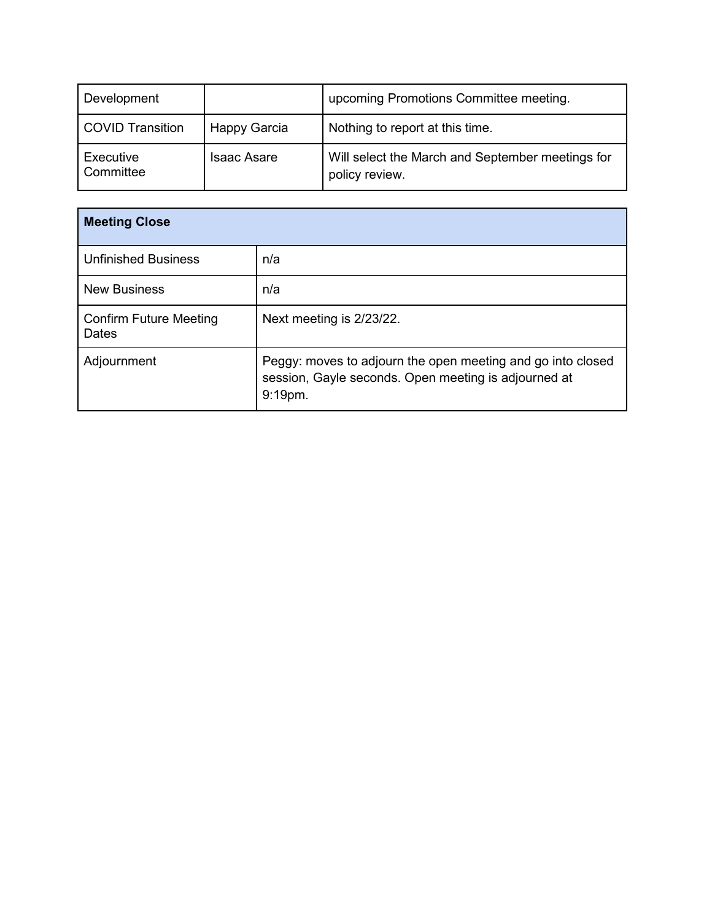| | | |
|---|---|---|
| Development | | upcoming Promotions Committee meeting. |
| COVID Transition | Happy Garcia | Nothing to report at this time. |
| Executive Committee | Isaac Asare | Will select the March and September meetings for policy review. |

| **Meeting Close** | |
|---|---|
| Unfinished Business | n/a |
| New Business | n/a |
| Confirm Future Meeting Dates | Next meeting is 2/23/22. |
| Adjournment | Peggy: moves to adjourn the open meeting and go into closed session, Gayle seconds. Open meeting is adjourned at 9:19pm. |